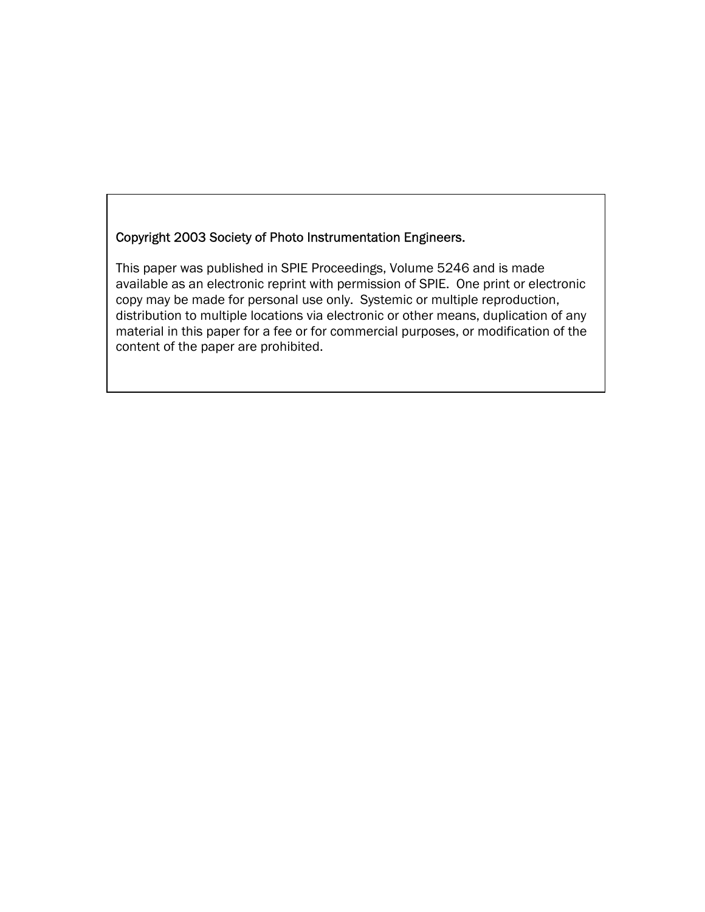Copyright 2003 Society of Photo Instrumentation Engineers.

This paper was published in SPIE Proceedings, Volume 5246 and is made available as an electronic reprint with permission of SPIE. One print or electronic copy may be made for personal use only. Systemic or multiple reproduction, distribution to multiple locations via electronic or other means, duplication of any material in this paper for a fee or for commercial purposes, or modification of the content of the paper are prohibited.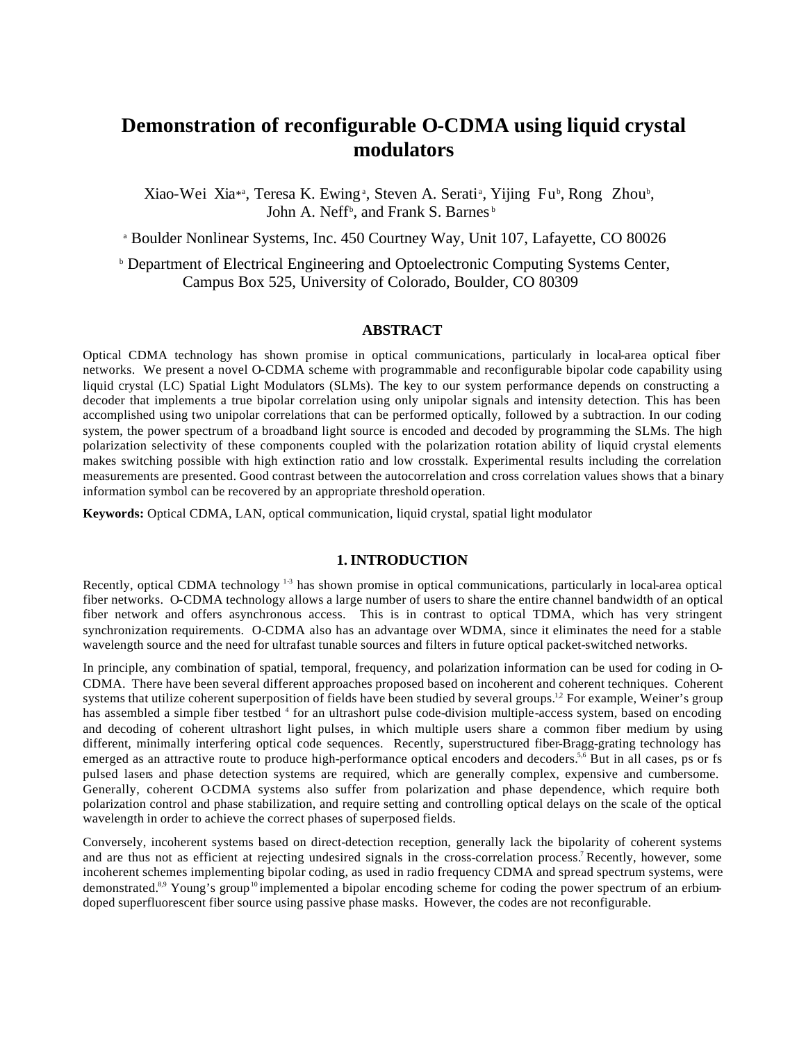# Demonstration of reconfigurable O-CDMA using liquid crystal modulators

Xiao-Wei Xia*[a], Teresa K. Ewing[a], Steven A. Serati[a], Yijing Fu[b], Rong Zhou[b], John A. Neff[b], and Frank S. Barnes[b]

[a] Boulder Nonlinear Systems, Inc. 450 Courtney Way, Unit 107, Lafayette, CO 80026

[b] Department of Electrical Engineering and Optoelectronic Computing Systems Center, Campus Box 525, University of Colorado, Boulder, CO 80309

## ABSTRACT

Optical CDMA technology has shown promise in optical communications, particularly in local-area optical fiber networks. We present a novel O-CDMA scheme with programmable and reconfigurable bipolar code capability using liquid crystal (LC) Spatial Light Modulators (SLMs). The key to our system performance depends on constructing a decoder that implements a true bipolar correlation using only unipolar signals and intensity detection. This has been accomplished using two unipolar correlations that can be performed optically, followed by a subtraction. In our coding system, the power spectrum of a broadband light source is encoded and decoded by programming the SLMs. The high polarization selectivity of these components coupled with the polarization rotation ability of liquid crystal elements makes switching possible with high extinction ratio and low crosstalk. Experimental results including the correlation measurements are presented. Good contrast between the autocorrelation and cross correlation values shows that a binary information symbol can be recovered by an appropriate threshold operation.

**Keywords:** Optical CDMA, LAN, optical communication, liquid crystal, spatial light modulator

## 1. INTRODUCTION

Recently, optical CDMA technology [1-3] has shown promise in optical communications, particularly in local-area optical fiber networks. O-CDMA technology allows a large number of users to share the entire channel bandwidth of an optical fiber network and offers asynchronous access. This is in contrast to optical TDMA, which has very stringent synchronization requirements. O-CDMA also has an advantage over WDMA, since it eliminates the need for a stable wavelength source and the need for ultrafast tunable sources and filters in future optical packet-switched networks.

In principle, any combination of spatial, temporal, frequency, and polarization information can be used for coding in O-CDMA. There have been several different approaches proposed based on incoherent and coherent techniques. Coherent systems that utilize coherent superposition of fields have been studied by several groups.[1,2] For example, Weiner's group has assembled a simple fiber testbed [4] for an ultrashort pulse code-division multiple-access system, based on encoding and decoding of coherent ultrashort light pulses, in which multiple users share a common fiber medium by using different, minimally interfering optical code sequences. Recently, superstructured fiber-Bragg-grating technology has emerged as an attractive route to produce high-performance optical encoders and decoders.[5,6] But in all cases, ps or fs pulsed lasers and phase detection systems are required, which are generally complex, expensive and cumbersome. Generally, coherent O-CDMA systems also suffer from polarization and phase dependence, which require both polarization control and phase stabilization, and require setting and controlling optical delays on the scale of the optical wavelength in order to achieve the correct phases of superposed fields.

Conversely, incoherent systems based on direct-detection reception, generally lack the bipolarity of coherent systems and are thus not as efficient at rejecting undesired signals in the cross-correlation process.[7] Recently, however, some incoherent schemes implementing bipolar coding, as used in radio frequency CDMA and spread spectrum systems, were demonstrated.[8,9] Young's group [10] implemented a bipolar encoding scheme for coding the power spectrum of an erbium-doped superfluorescent fiber source using passive phase masks. However, the codes are not reconfigurable.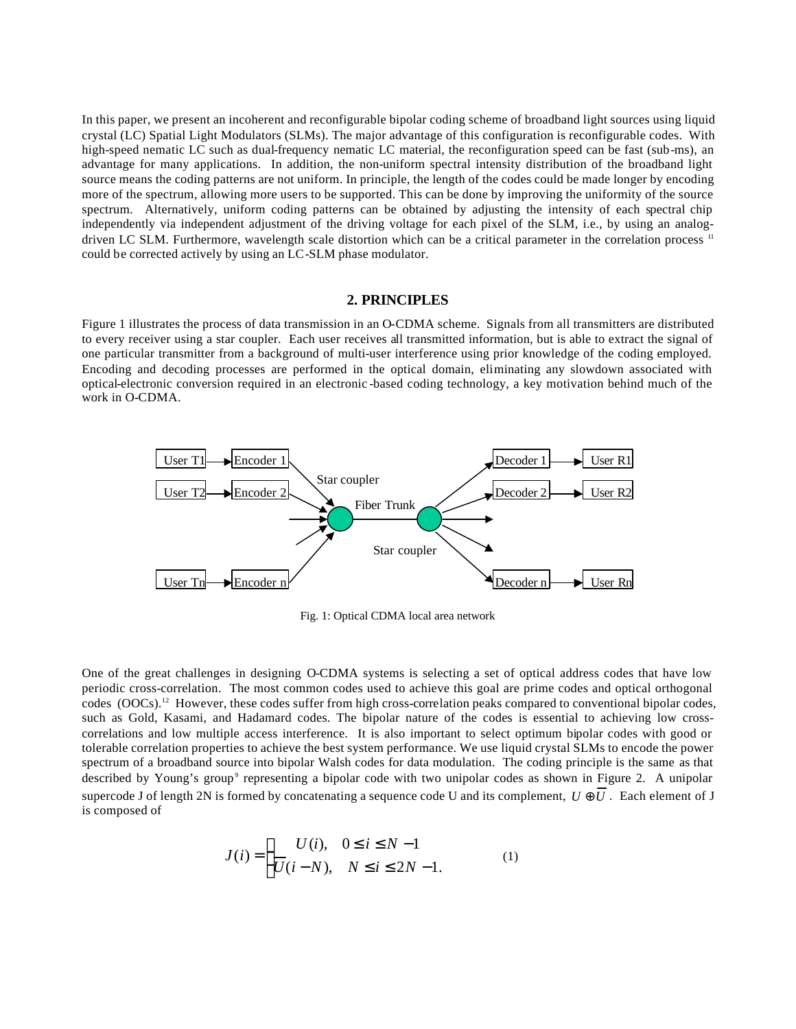In this paper, we present an incoherent and reconfigurable bipolar coding scheme of broadband light sources using liquid crystal (LC) Spatial Light Modulators (SLMs). The major advantage of this configuration is reconfigurable codes. With high-speed nematic LC such as dual-frequency nematic LC material, the reconfiguration speed can be fast (sub-ms), an advantage for many applications. In addition, the non-uniform spectral intensity distribution of the broadband light source means the coding patterns are not uniform. In principle, the length of the codes could be made longer by encoding more of the spectrum, allowing more users to be supported. This can be done by improving the uniformity of the source spectrum. Alternatively, uniform coding patterns can be obtained by adjusting the intensity of each spectral chip independently via independent adjustment of the driving voltage for each pixel of the SLM, i.e., by using an analog-driven LC SLM. Furthermore, wavelength scale distortion which can be a critical parameter in the correlation process [11] could be corrected actively by using an LC-SLM phase modulator.

## 2. PRINCIPLES

Figure 1 illustrates the process of data transmission in an O-CDMA scheme. Signals from all transmitters are distributed to every receiver using a star coupler. Each user receives all transmitted information, but is able to extract the signal of one particular transmitter from a background of multi-user interference using prior knowledge of the coding employed. Encoding and decoding processes are performed in the optical domain, eliminating any slowdown associated with optical-electronic conversion required in an electronic-based coding technology, a key motivation behind much of the work in O-CDMA.

Fig. 1: Optical CDMA local area network

One of the great challenges in designing O-CDMA systems is selecting a set of optical address codes that have low periodic cross-correlation. The most common codes used to achieve this goal are prime codes and optical orthogonal codes (OOCs).[12] However, these codes suffer from high cross-correlation peaks compared to conventional bipolar codes, such as Gold, Kasami, and Hadamard codes. The bipolar nature of the codes is essential to achieving low cross-correlations and low multiple access interference. It is also important to select optimum bipolar codes with good or tolerable correlation properties to achieve the best system performance. We use liquid crystal SLMs to encode the power spectrum of a broadband source into bipolar Walsh codes for data modulation. The coding principle is the same as that described by Young's group[9] representing a bipolar code with two unipolar codes as shown in Figure 2. A unipolar supercode J of length 2N is formed by concatenating a sequence code U and its complement, $U \oplus \overline{U}$. Each element of J is composed of

$$J(i) = \begin{cases} U(i), & 0 \le i \le N-1 \\ \overline{U}(i-N), & N \le i \le 2N-1. \end{cases} \qquad (1)$$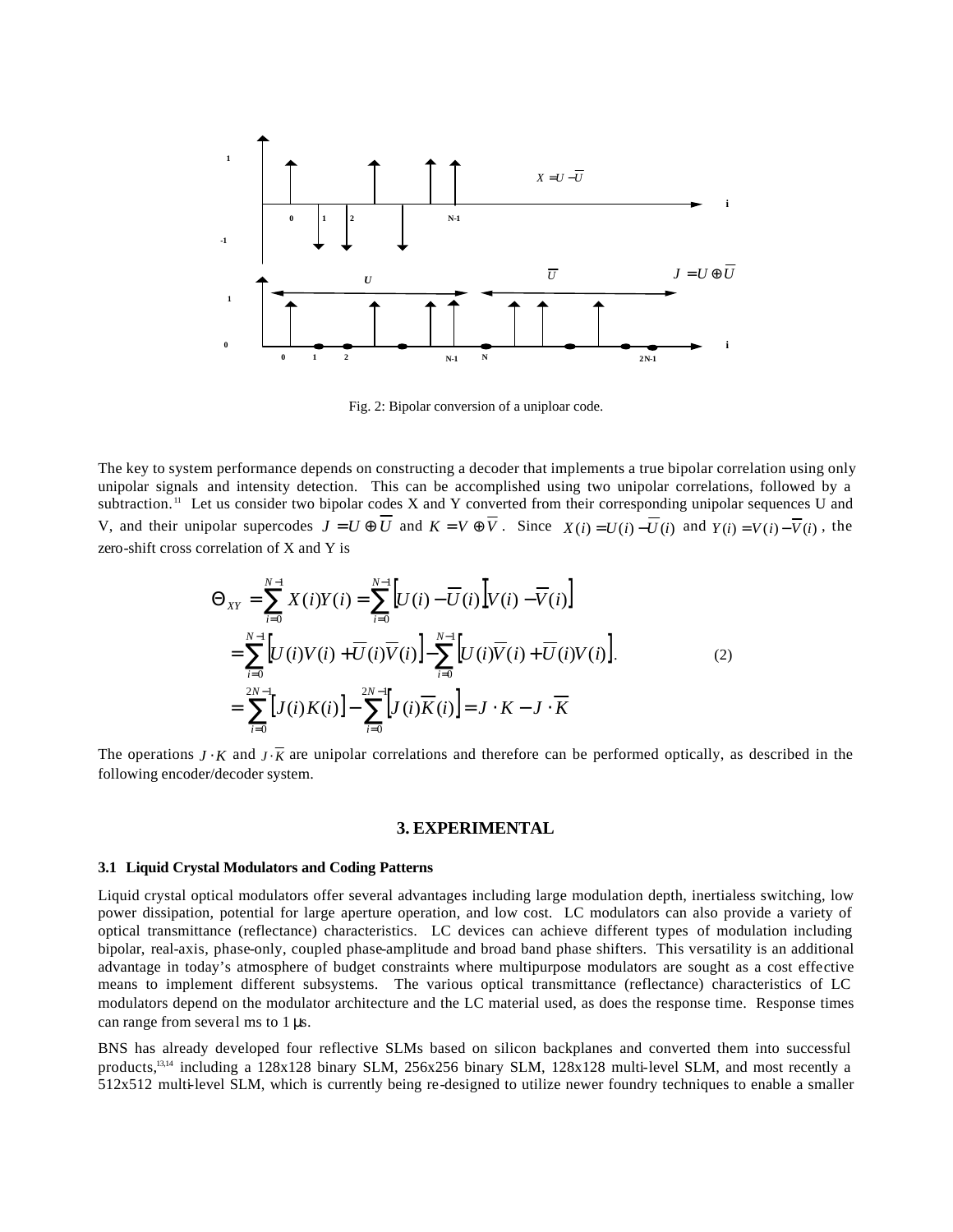Fig. 2: Bipolar conversion of a uniploar code.

The key to system performance depends on constructing a decoder that implements a true bipolar correlation using only unipolar signals and intensity detection. This can be accomplished using two unipolar correlations, followed by a subtraction.[11] Let us consider two bipolar codes X and Y converted from their corresponding unipolar sequences U and V, and their unipolar supercodes $J = U \oplus \overline{U}$ and $K = V \oplus \overline{V}$. Since $X(i) = U(i) - \overline{U}(i)$ and $Y(i) = V(i) - \overline{V}(i)$, the zero-shift cross correlation of X and Y is

$$
\begin{aligned}
\Theta_{XY} &= \sum_{i=0}^{N-1} X(i)Y(i) = \sum_{i=0}^{N-1} \left[U(i) - \overline{U}(i)\right]\left[V(i) - \overline{V}(i)\right] \\
&= \sum_{i=0}^{N-1} \left[U(i)V(i) + \overline{U}(i)\overline{V}(i)\right] - \sum_{i=0}^{N-1} \left[U(i)\overline{V}(i) + \overline{U}(i)V(i)\right]. \\
&= \sum_{i=0}^{2N-1} \left[J(i)K(i)\right] - \sum_{i=0}^{2N-1} \left[J(i)\overline{K}(i)\right] = J \cdot K - J \cdot \overline{K}
\end{aligned}
\tag{2}
$$

The operations $J \cdot K$ and $J \cdot \overline{K}$ are unipolar correlations and therefore can be performed optically, as described in the following encoder/decoder system.

## 3. EXPERIMENTAL

### 3.1 Liquid Crystal Modulators and Coding Patterns

Liquid crystal optical modulators offer several advantages including large modulation depth, inertialess switching, low power dissipation, potential for large aperture operation, and low cost. LC modulators can also provide a variety of optical transmittance (reflectance) characteristics. LC devices can achieve different types of modulation including bipolar, real-axis, phase-only, coupled phase-amplitude and broad band phase shifters. This versatility is an additional advantage in today's atmosphere of budget constraints where multipurpose modulators are sought as a cost effective means to implement different subsystems. The various optical transmittance (reflectance) characteristics of LC modulators depend on the modulator architecture and the LC material used, as does the response time. Response times can range from several ms to 1 μs.

BNS has already developed four reflective SLMs based on silicon backplanes and converted them into successful products,[13,14] including a 128x128 binary SLM, 256x256 binary SLM, 128x128 multi-level SLM, and most recently a 512x512 multi-level SLM, which is currently being re-designed to utilize newer foundry techniques to enable a smaller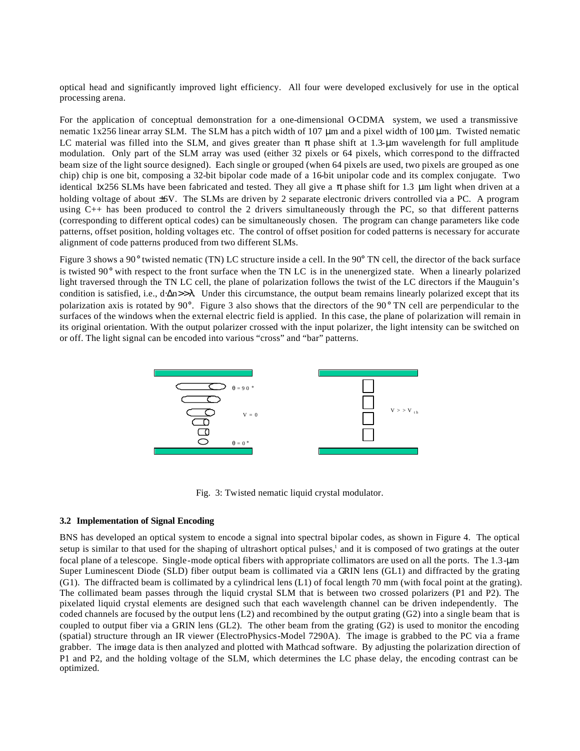optical head and significantly improved light efficiency. All four were developed exclusively for use in the optical processing arena.

For the application of conceptual demonstration for a one-dimensional O-CDMA system, we used a transmissive nematic 1x256 linear array SLM. The SLM has a pitch width of 107 μm and a pixel width of 100 μm. Twisted nematic LC material was filled into the SLM, and gives greater than π phase shift at 1.3-μm wavelength for full amplitude modulation. Only part of the SLM array was used (either 32 pixels or 64 pixels, which correspond to the diffracted beam size of the light source designed). Each single or grouped (when 64 pixels are used, two pixels are grouped as one chip) chip is one bit, composing a 32-bit bipolar code made of a 16-bit unipolar code and its complex conjugate. Two identical 1x256 SLMs have been fabricated and tested. They all give a π phase shift for 1.3 μm light when driven at a holding voltage of about ±6V. The SLMs are driven by 2 separate electronic drivers controlled via a PC. A program using C++ has been produced to control the 2 drivers simultaneously through the PC, so that different patterns (corresponding to different optical codes) can be simultaneously chosen. The program can change parameters like code patterns, offset position, holding voltages etc. The control of offset position for coded patterns is necessary for accurate alignment of code patterns produced from two different SLMs.

Figure 3 shows a 90° twisted nematic (TN) LC structure inside a cell. In the 90° TN cell, the director of the back surface is twisted 90° with respect to the front surface when the TN LC is in the unenergized state. When a linearly polarized light traversed through the TN LC cell, the plane of polarization follows the twist of the LC directors if the Mauguin's condition is satisfied, i.e., $d \cdot \Delta n >> \lambda$. Under this circumstance, the output beam remains linearly polarized except that its polarization axis is rotated by 90°. Figure 3 also shows that the directors of the 90° TN cell are perpendicular to the surfaces of the windows when the external electric field is applied. In this case, the plane of polarization will remain in its original orientation. With the output polarizer crossed with the input polarizer, the light intensity can be switched on or off. The light signal can be encoded into various "cross" and "bar" patterns.

$\theta = 90°$ &nbsp; $V = 0$ &nbsp; $\theta = 0°$ &nbsp; $V >> V_{th}$

Fig. 3: Twisted nematic liquid crystal modulator.

### 3.2 Implementation of Signal Encoding

BNS has developed an optical system to encode a signal into spectral bipolar codes, as shown in Figure 4. The optical setup is similar to that used for the shaping of ultrashort optical pulses,[i] and it is composed of two gratings at the outer focal plane of a telescope. Single-mode optical fibers with appropriate collimators are used on all the ports. The 1.3-μm Super Luminescent Diode (SLD) fiber output beam is collimated via a GRIN lens (GL1) and diffracted by the grating (G1). The diffracted beam is collimated by a cylindrical lens (L1) of focal length 70 mm (with focal point at the grating). The collimated beam passes through the liquid crystal SLM that is between two crossed polarizers (P1 and P2). The pixelated liquid crystal elements are designed such that each wavelength channel can be driven independently. The coded channels are focused by the output lens (L2) and recombined by the output grating (G2) into a single beam that is coupled to output fiber via a GRIN lens (GL2). The other beam from the grating (G2) is used to monitor the encoding (spatial) structure through an IR viewer (ElectroPhysics-Model 7290A). The image is grabbed to the PC via a frame grabber. The image data is then analyzed and plotted with Mathcad software. By adjusting the polarization direction of P1 and P2, and the holding voltage of the SLM, which determines the LC phase delay, the encoding contrast can be optimized.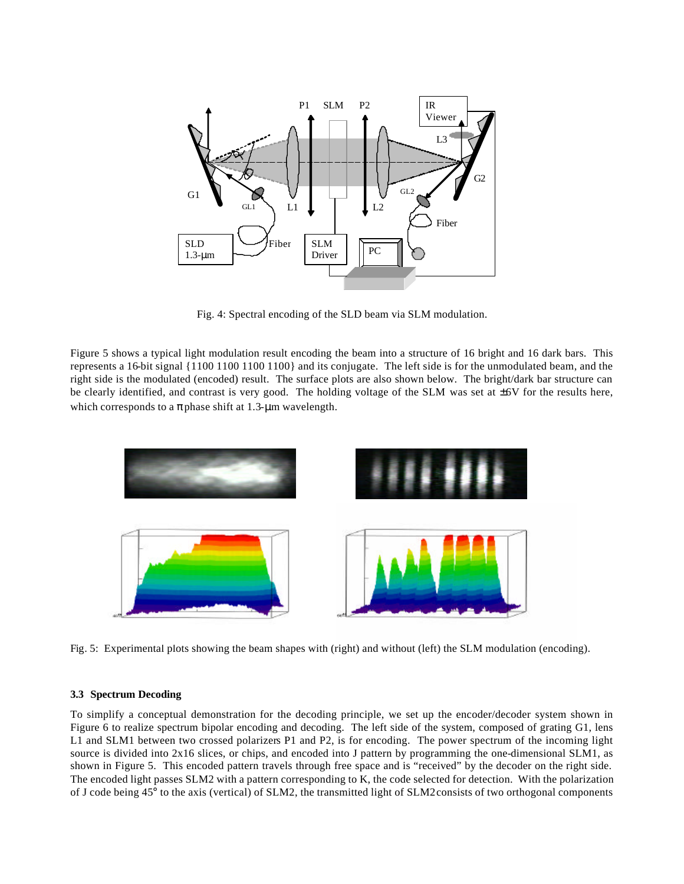Fig. 4: Spectral encoding of the SLD beam via SLM modulation.

Figure 5 shows a typical light modulation result encoding the beam into a structure of 16 bright and 16 dark bars. This represents a 16-bit signal {1100 1100 1100 1100} and its conjugate. The left side is for the unmodulated beam, and the right side is the modulated (encoded) result. The surface plots are also shown below. The bright/dark bar structure can be clearly identified, and contrast is very good. The holding voltage of the SLM was set at ±6V for the results here, which corresponds to a π phase shift at 1.3-μm wavelength.

Fig. 5: Experimental plots showing the beam shapes with (right) and without (left) the SLM modulation (encoding).

### 3.3 Spectrum Decoding

To simplify a conceptual demonstration for the decoding principle, we set up the encoder/decoder system shown in Figure 6 to realize spectrum bipolar encoding and decoding. The left side of the system, composed of grating G1, lens L1 and SLM1 between two crossed polarizers P1 and P2, is for encoding. The power spectrum of the incoming light source is divided into 2x16 slices, or chips, and encoded into J pattern by programming the one-dimensional SLM1, as shown in Figure 5. This encoded pattern travels through free space and is "received" by the decoder on the right side. The encoded light passes SLM2 with a pattern corresponding to K, the code selected for detection. With the polarization of J code being 45° to the axis (vertical) of SLM2, the transmitted light of SLM2 consists of two orthogonal components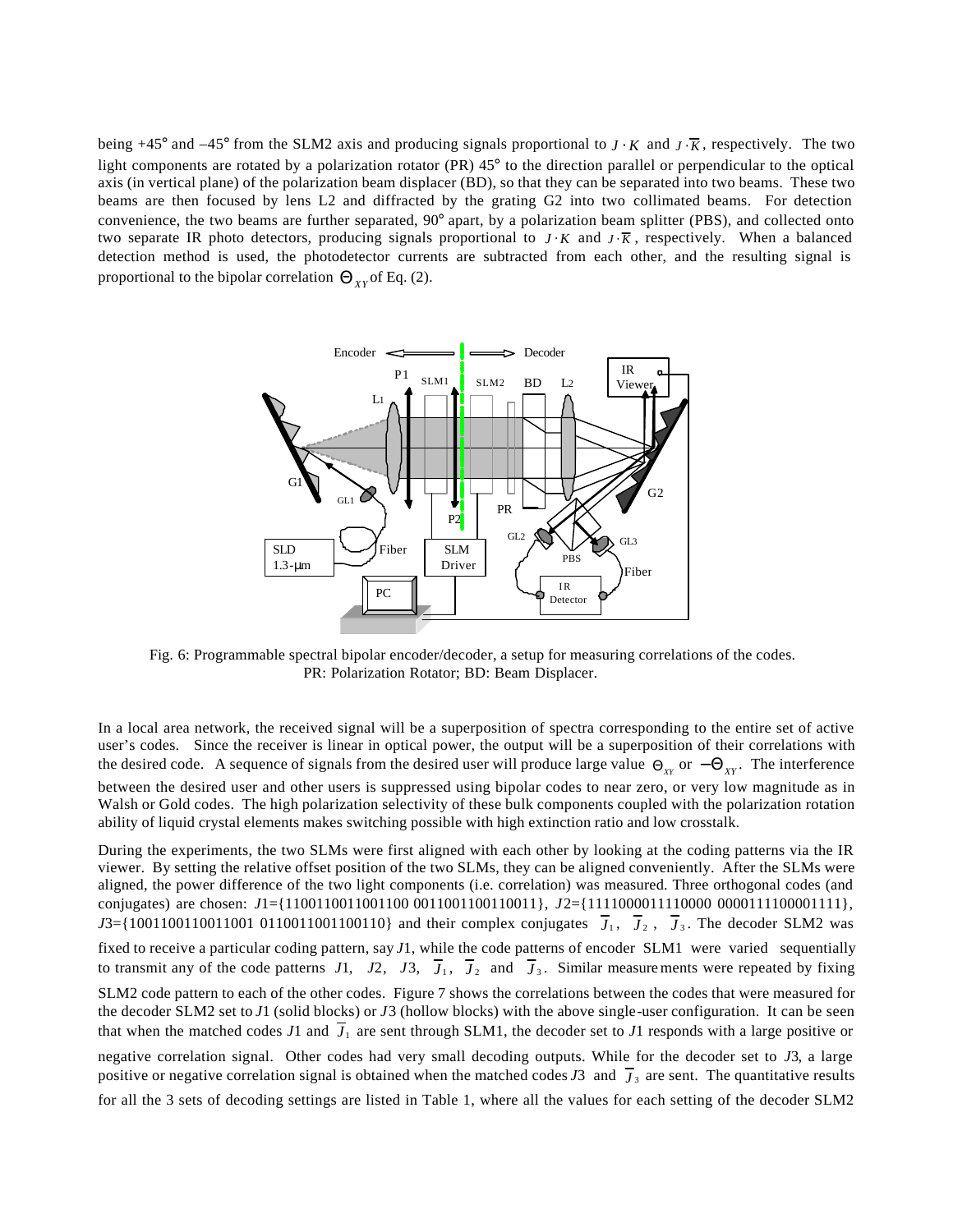being +45° and –45° from the SLM2 axis and producing signals proportional to $J \cdot K$ and $J \cdot \overline{K}$, respectively. The two light components are rotated by a polarization rotator (PR) 45° to the direction parallel or perpendicular to the optical axis (in vertical plane) of the polarization beam displacer (BD), so that they can be separated into two beams. These two beams are then focused by lens L2 and diffracted by the grating G2 into two collimated beams. For detection convenience, the two beams are further separated, 90° apart, by a polarization beam splitter (PBS), and collected onto two separate IR photo detectors, producing signals proportional to $J \cdot K$ and $J \cdot \overline{K}$, respectively. When a balanced detection method is used, the photodetector currents are subtracted from each other, and the resulting signal is proportional to the bipolar correlation $\Theta_{XY}$ of Eq. (2).

Fig. 6: Programmable spectral bipolar encoder/decoder, a setup for measuring correlations of the codes. PR: Polarization Rotator; BD: Beam Displacer.

In a local area network, the received signal will be a superposition of spectra corresponding to the entire set of active user's codes. Since the receiver is linear in optical power, the output will be a superposition of their correlations with the desired code. A sequence of signals from the desired user will produce large value $\Theta_{XY}$ or $-\Theta_{XY}$. The interference between the desired user and other users is suppressed using bipolar codes to near zero, or very low magnitude as in Walsh or Gold codes. The high polarization selectivity of these bulk components coupled with the polarization rotation ability of liquid crystal elements makes switching possible with high extinction ratio and low crosstalk.

During the experiments, the two SLMs were first aligned with each other by looking at the coding patterns via the IR viewer. By setting the relative offset position of the two SLMs, they can be aligned conveniently. After the SLMs were aligned, the power difference of the two light components (i.e. correlation) was measured. Three orthogonal codes (and conjugates) are chosen: $J1$={1100110011001100 0011001100110011}, $J2$={1111000011110000 0000111100001111}, $J3$={1001100110011001 0110011001100110} and their complex conjugates $\overline{J}_1$, $\overline{J}_2$, $\overline{J}_3$. The decoder SLM2 was fixed to receive a particular coding pattern, say $J1$, while the code patterns of encoder SLM1 were varied sequentially to transmit any of the code patterns $J1$, $J2$, $J3$, $\overline{J}_1$, $\overline{J}_2$ and $\overline{J}_3$. Similar measurements were repeated by fixing SLM2 code pattern to each of the other codes. Figure 7 shows the correlations between the codes that were measured for the decoder SLM2 set to $J1$ (solid blocks) or $J3$ (hollow blocks) with the above single-user configuration. It can be seen that when the matched codes $J1$ and $\overline{J}_1$ are sent through SLM1, the decoder set to $J1$ responds with a large positive or negative correlation signal. Other codes had very small decoding outputs. While for the decoder set to $J3$, a large positive or negative correlation signal is obtained when the matched codes $J3$ and $\overline{J}_3$ are sent. The quantitative results for all the 3 sets of decoding settings are listed in Table 1, where all the values for each setting of the decoder SLM2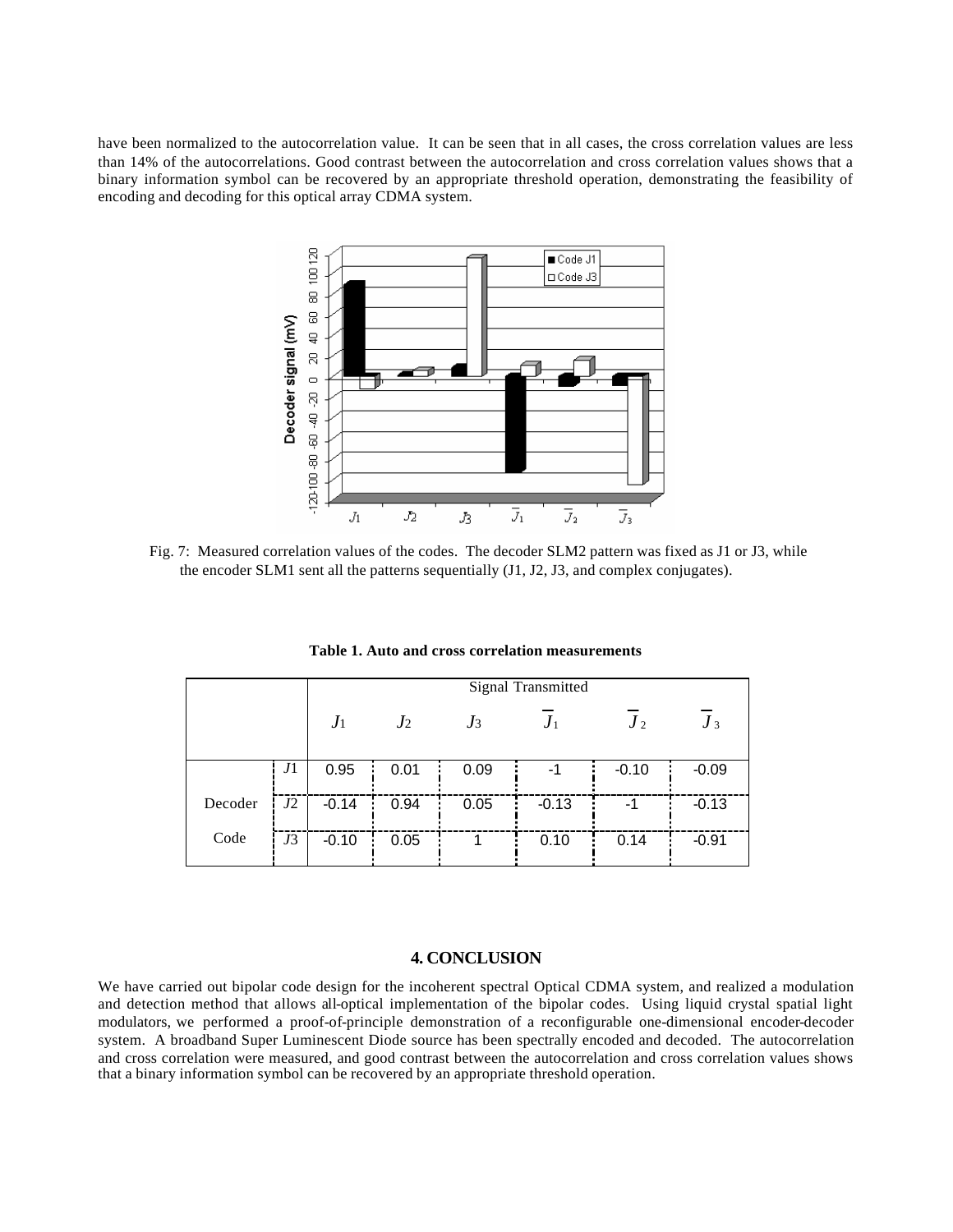have been normalized to the autocorrelation value. It can be seen that in all cases, the cross correlation values are less than 14% of the autocorrelations. Good contrast between the autocorrelation and cross correlation values shows that a binary information symbol can be recovered by an appropriate threshold operation, demonstrating the feasibility of encoding and decoding for this optical array CDMA system.

Fig. 7: Measured correlation values of the codes. The decoder SLM2 pattern was fixed as J1 or J3, while the encoder SLM1 sent all the patterns sequentially (J1, J2, J3, and complex conjugates).

**Table 1. Auto and cross correlation measurements**

| | | Signal Transmitted | | | | | |
|---|---|---|---|---|---|---|---|
| | | $J_1$ | $J_2$ | $J_3$ | $\overline{J}_1$ | $\overline{J}_2$ | $\overline{J}_3$ |
| Decoder Code | $J1$ | 0.95 | 0.01 | 0.09 | -1 | -0.10 | -0.09 |
| | $J2$ | -0.14 | 0.94 | 0.05 | -0.13 | -1 | -0.13 |
| | $J3$ | -0.10 | 0.05 | 1 | 0.10 | 0.14 | -0.91 |

## 4. CONCLUSION

We have carried out bipolar code design for the incoherent spectral Optical CDMA system, and realized a modulation and detection method that allows all-optical implementation of the bipolar codes. Using liquid crystal spatial light modulators, we performed a proof-of-principle demonstration of a reconfigurable one-dimensional encoder-decoder system. A broadband Super Luminescent Diode source has been spectrally encoded and decoded. The autocorrelation and cross correlation were measured, and good contrast between the autocorrelation and cross correlation values shows that a binary information symbol can be recovered by an appropriate threshold operation.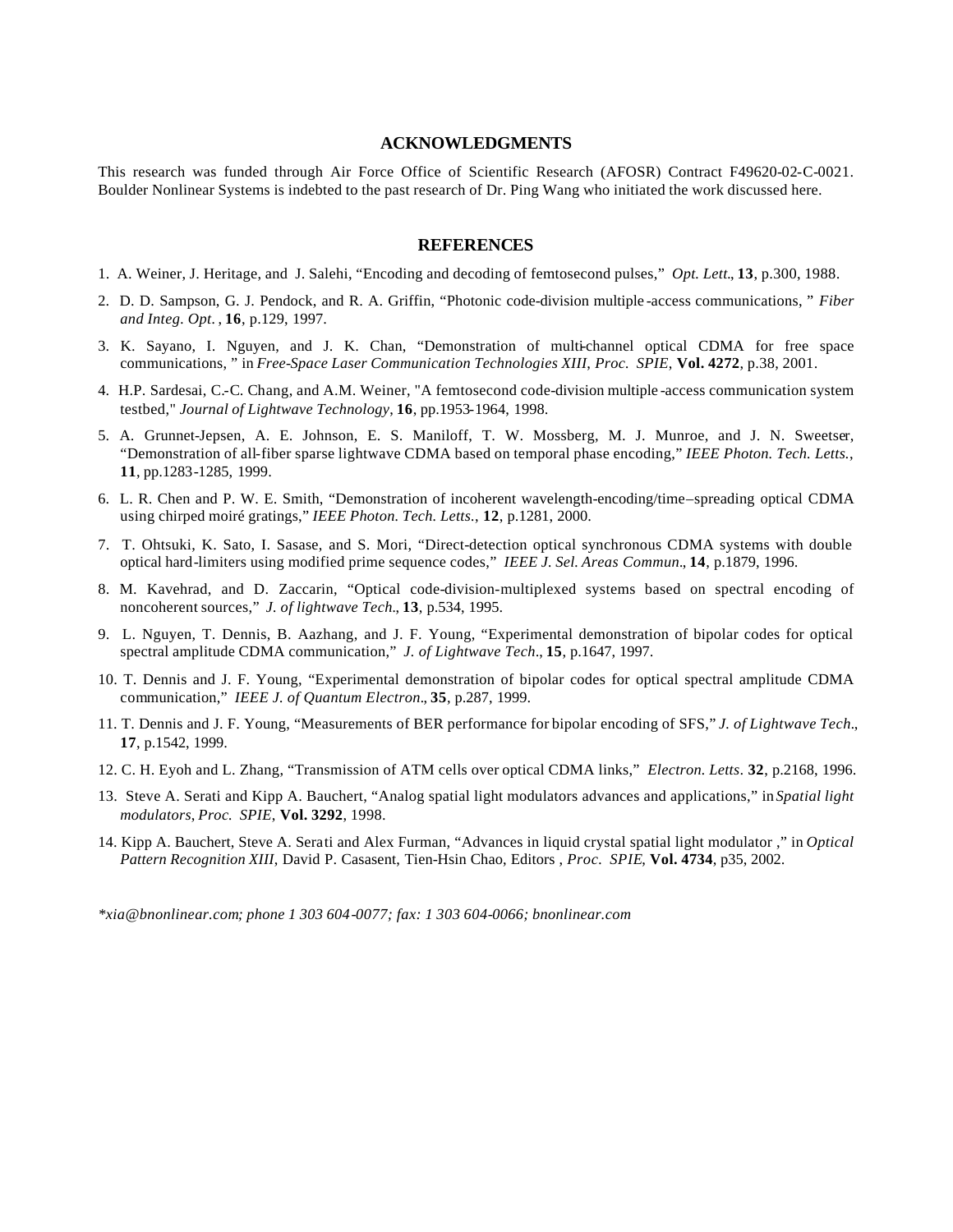## ACKNOWLEDGMENTS

This research was funded through Air Force Office of Scientific Research (AFOSR) Contract F49620-02-C-0021. Boulder Nonlinear Systems is indebted to the past research of Dr. Ping Wang who initiated the work discussed here.

## REFERENCES

1. A. Weiner, J. Heritage, and J. Salehi, "Encoding and decoding of femtosecond pulses," *Opt. Lett.*, **13**, p.300, 1988.
2. D. D. Sampson, G. J. Pendock, and R. A. Griffin, "Photonic code-division multiple-access communications, " *Fiber and Integ. Opt.*, **16**, p.129, 1997.
3. K. Sayano, I. Nguyen, and J. K. Chan, "Demonstration of multi-channel optical CDMA for free space communications, " in *Free-Space Laser Communication Technologies XIII, Proc. SPIE*, **Vol. 4272**, p.38, 2001.
4. H.P. Sardesai, C.-C. Chang, and A.M. Weiner, "A femtosecond code-division multiple-access communication system testbed," *Journal of Lightwave Technology*, **16**, pp.1953-1964, 1998.
5. A. Grunnet-Jepsen, A. E. Johnson, E. S. Maniloff, T. W. Mossberg, M. J. Munroe, and J. N. Sweetser, "Demonstration of all-fiber sparse lightwave CDMA based on temporal phase encoding," *IEEE Photon. Tech. Letts.*, **11**, pp.1283-1285, 1999.
6. L. R. Chen and P. W. E. Smith, "Demonstration of incoherent wavelength-encoding/time–spreading optical CDMA using chirped moiré gratings," *IEEE Photon. Tech. Letts.*, **12**, p.1281, 2000.
7. T. Ohtsuki, K. Sato, I. Sasase, and S. Mori, "Direct-detection optical synchronous CDMA systems with double optical hard-limiters using modified prime sequence codes," *IEEE J. Sel. Areas Commun.*, **14**, p.1879, 1996.
8. M. Kavehrad, and D. Zaccarin, "Optical code-division-multiplexed systems based on spectral encoding of noncoherent sources," *J. of lightwave Tech.*, **13**, p.534, 1995.
9. L. Nguyen, T. Dennis, B. Aazhang, and J. F. Young, "Experimental demonstration of bipolar codes for optical spectral amplitude CDMA communication," *J. of Lightwave Tech.*, **15**, p.1647, 1997.
10. T. Dennis and J. F. Young, "Experimental demonstration of bipolar codes for optical spectral amplitude CDMA communication," *IEEE J. of Quantum Electron.*, **35**, p.287, 1999.
11. T. Dennis and J. F. Young, "Measurements of BER performance for bipolar encoding of SFS," *J. of Lightwave Tech.*, **17**, p.1542, 1999.
12. C. H. Eyoh and L. Zhang, "Transmission of ATM cells over optical CDMA links," *Electron. Letts.* **32**, p.2168, 1996.
13. Steve A. Serati and Kipp A. Bauchert, "Analog spatial light modulators advances and applications," in *Spatial light modulators, Proc. SPIE*, **Vol. 3292**, 1998.
14. Kipp A. Bauchert, Steve A. Serati and Alex Furman, "Advances in liquid crystal spatial light modulator ," in *Optical Pattern Recognition XIII*, David P. Casasent, Tien-Hsin Chao, Editors , *Proc. SPIE*, **Vol. 4734**, p35, 2002.

*\*xia@bnonlinear.com; phone 1 303 604-0077; fax: 1 303 604-0066; bnonlinear.com*